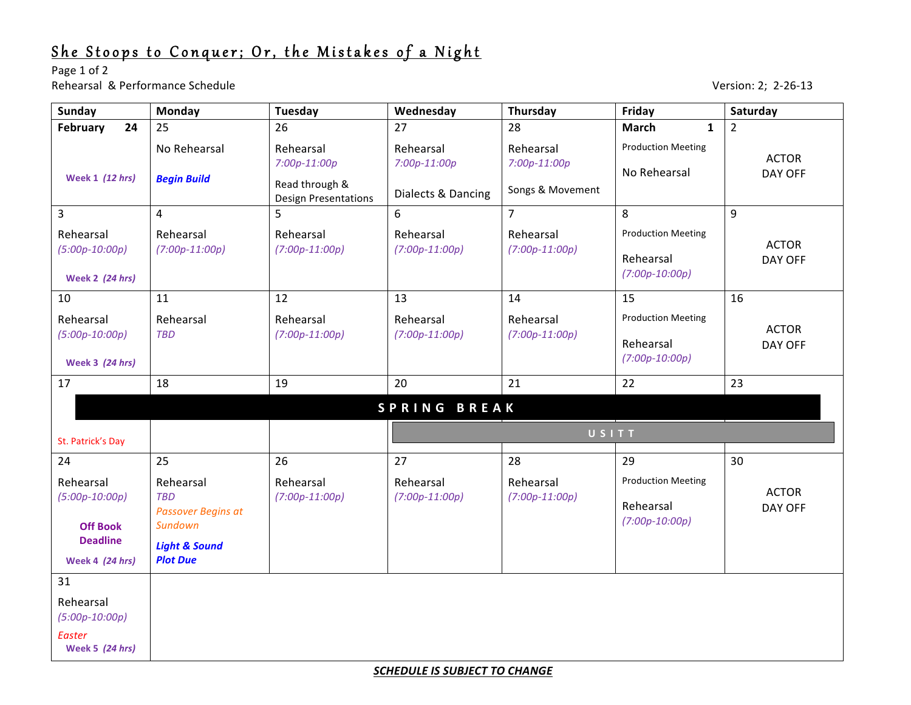# She Stoops to Conquer; Or, the Mistakes of a Night

Page 1 of 2

Rehearsal & Performance Schedule

Version: 2; 2-26-13

| Sunday | Monday | Tuesday | Wednesday | Thursday | Friday | Saturday |
|---|---|---|---|---|---|---|
| **February 24**<br>*Week 1 (12 hrs)* | 25<br>No Rehearsal<br>***Begin Build*** | 26<br>Rehearsal<br>*7:00p-11:00p*<br>Read through & Design Presentations | 27<br>Rehearsal<br>*7:00p-11:00p*<br>Dialects & Dancing | 28<br>Rehearsal<br>*7:00p-11:00p*<br>Songs & Movement | **March 1**<br>Production Meeting<br>No Rehearsal | 2<br>ACTOR DAY OFF |
| 3<br>Rehearsal<br>*(5:00p-10:00p)*<br>*Week 2 (24 hrs)* | 4<br>Rehearsal<br>*(7:00p-11:00p)* | 5<br>Rehearsal<br>*(7:00p-11:00p)* | 6<br>Rehearsal<br>*(7:00p-11:00p)* | 7<br>Rehearsal<br>*(7:00p-11:00p)* | 8<br>Production Meeting<br>Rehearsal<br>*(7:00p-10:00p)* | 9<br>ACTOR DAY OFF |
| 10<br>Rehearsal<br>*(5:00p-10:00p)*<br>*Week 3 (24 hrs)* | 11<br>Rehearsal<br>*TBD* | 12<br>Rehearsal<br>*(7:00p-11:00p)* | 13<br>Rehearsal<br>*(7:00p-11:00p)* | 14<br>Rehearsal<br>*(7:00p-11:00p)* | 15<br>Production Meeting<br>Rehearsal<br>*(7:00p-10:00p)* | 16<br>ACTOR DAY OFF |
| 17<br>SPRING BREAK<br>St. Patrick's Day | 18<br>SPRING BREAK | 19<br>SPRING BREAK | 20<br>SPRING BREAK<br>USITT | 21<br>SPRING BREAK<br>USITT | 22<br>SPRING BREAK<br>USITT | 23<br>SPRING BREAK<br>USITT |
| 24<br>Rehearsal<br>*(5:00p-10:00p)*<br>**Off Book Deadline**<br>*Week 4 (24 hrs)* | 25<br>Rehearsal<br>*TBD*<br>*Passover Begins at Sundown*<br>***Light & Sound Plot Due*** | 26<br>Rehearsal<br>*(7:00p-11:00p)* | 27<br>Rehearsal<br>*(7:00p-11:00p)* | 28<br>Rehearsal<br>*(7:00p-11:00p)* | 29<br>Production Meeting<br>Rehearsal<br>*(7:00p-10:00p)* | 30<br>ACTOR DAY OFF |
| 31<br>Rehearsal<br>*(5:00p-10:00p)*<br>*Easter*<br>*Week 5 (24 hrs)* | | | | | | |

***SCHEDULE IS SUBJECT TO CHANGE***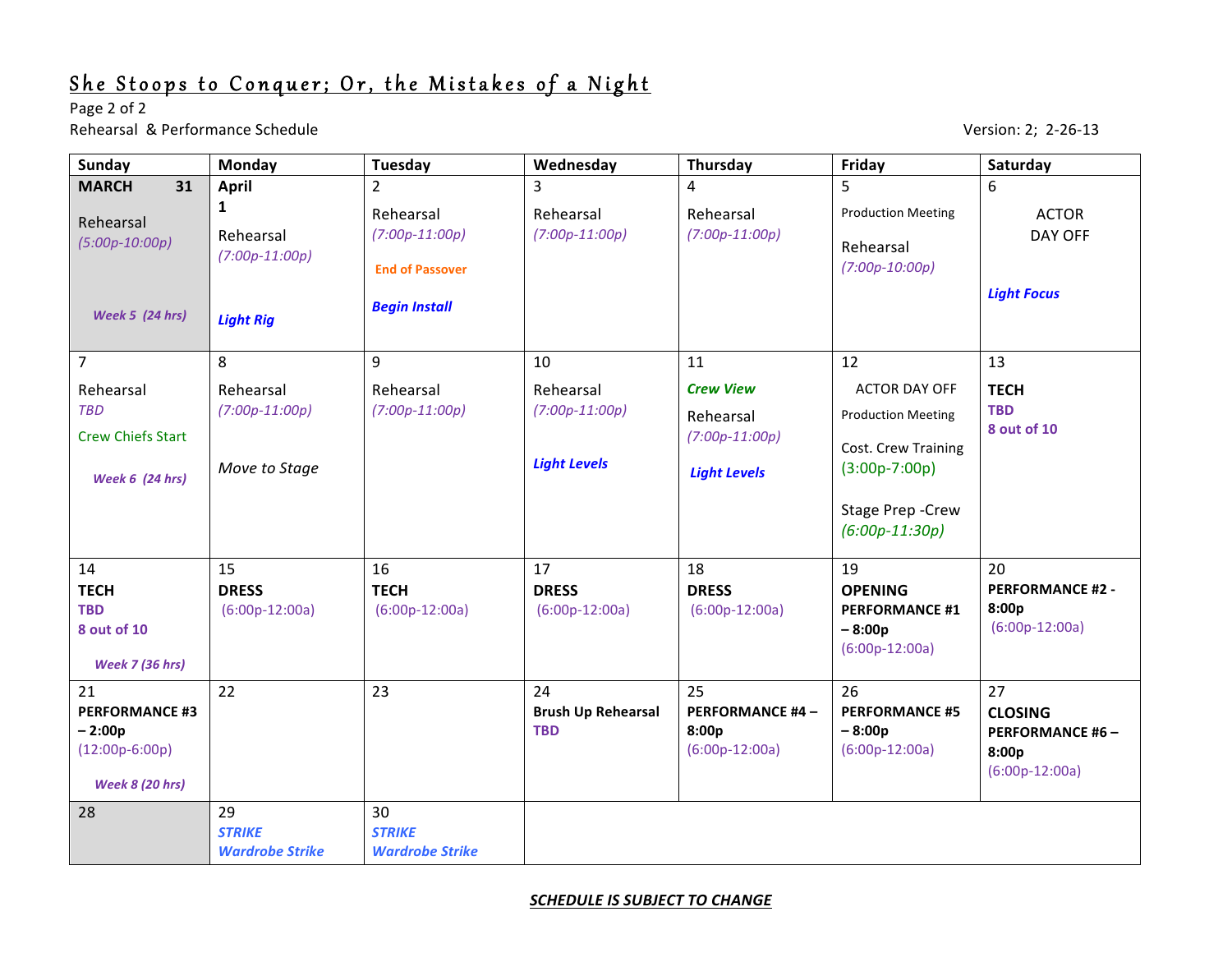# She Stoops to Conquer; Or, the Mistakes of a Night

Rehearsal & Performance Schedule

Version: 2; 2-26-13

| Sunday | Monday | Tuesday | Wednesday | Thursday | Friday | Saturday |
|---|---|---|---|---|---|---|
| **MARCH 31**<br>Rehearsal<br>*(5:00p-10:00p)*<br>***Week 5 (24 hrs)*** | **April 1**<br>Rehearsal<br>*(7:00p-11:00p)*<br>***Light Rig*** | 2<br>Rehearsal<br>*(7:00p-11:00p)*<br>**End of Passover**<br>***Begin Install*** | 3<br>Rehearsal<br>*(7:00p-11:00p)* | 4<br>Rehearsal<br>*(7:00p-11:00p)* | 5<br>Production Meeting<br>Rehearsal<br>*(7:00p-10:00p)* | 6<br>ACTOR DAY OFF<br>***Light Focus*** |
| 7<br>Rehearsal<br>TBD<br>Crew Chiefs Start<br>***Week 6 (24 hrs)*** | 8<br>Rehearsal<br>*(7:00p-11:00p)*<br>*Move to Stage* | 9<br>Rehearsal<br>*(7:00p-11:00p)* | 10<br>Rehearsal<br>*(7:00p-11:00p)*<br>***Light Levels*** | 11<br>***Crew View***<br>Rehearsal<br>*(7:00p-11:00p)*<br>***Light Levels*** | 12<br>ACTOR DAY OFF<br>Production Meeting<br>Cost. Crew Training<br>(3:00p-7:00p)<br>Stage Prep -Crew<br>*(6:00p-11:30p)* | 13<br>**TECH**<br>**TBD**<br>**8 out of 10** |
| 14<br>**TECH**<br>**TBD**<br>**8 out of 10**<br>***Week 7 (36 hrs)*** | 15<br>**DRESS**<br>(6:00p-12:00a) | 16<br>**TECH**<br>(6:00p-12:00a) | 17<br>**DRESS**<br>(6:00p-12:00a) | 18<br>**DRESS**<br>(6:00p-12:00a) | 19<br>**OPENING PERFORMANCE #1 – 8:00p**<br>(6:00p-12:00a) | 20<br>**PERFORMANCE #2 - 8:00p**<br>(6:00p-12:00a) |
| 21<br>**PERFORMANCE #3 – 2:00p**<br>(12:00p-6:00p)<br>***Week 8 (20 hrs)*** | 22 | 23 | 24<br>**Brush Up Rehearsal**<br>**TBD** | 25<br>**PERFORMANCE #4 – 8:00p**<br>(6:00p-12:00a) | 26<br>**PERFORMANCE #5 – 8:00p**<br>(6:00p-12:00a) | 27<br>**CLOSING PERFORMANCE #6 – 8:00p**<br>(6:00p-12:00a) |
| 28 | 29<br>***STRIKE***<br>***Wardrobe Strike*** | 30<br>***STRIKE***<br>***Wardrobe Strike*** | | | | |

***SCHEDULE IS SUBJECT TO CHANGE***